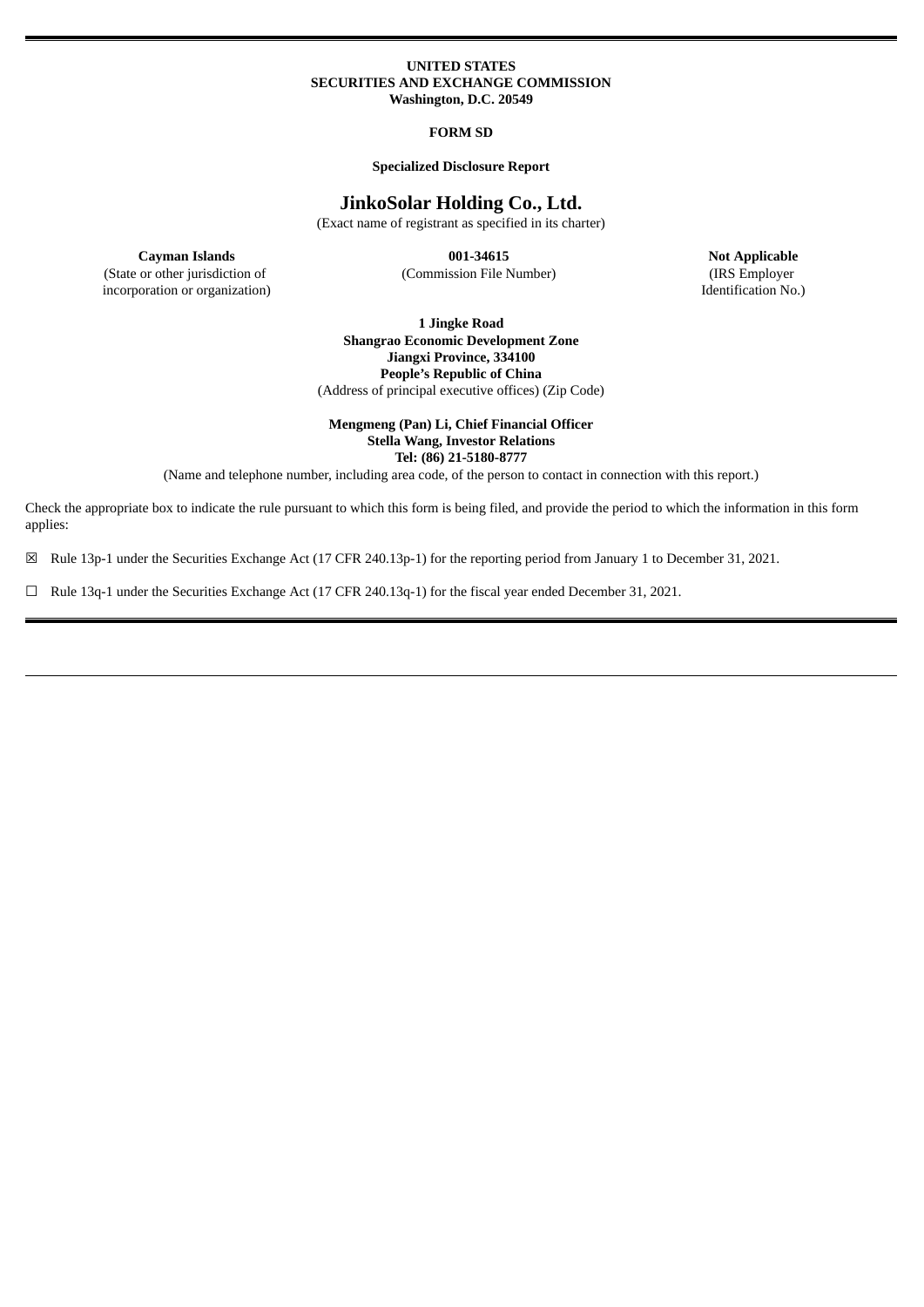**UNITED STATES**
**SECURITIES AND EXCHANGE COMMISSION**
**Washington, D.C. 20549**

**FORM SD**

**Specialized Disclosure Report**

# JinkoSolar Holding Co., Ltd.

(Exact name of registrant as specified in its charter)

| **Cayman Islands** | **001-34615** | **Not Applicable** |
|---|---|---|
| (State or other jurisdiction of incorporation or organization) | (Commission File Number) | (IRS Employer Identification No.) |

**1 Jingke Road**
**Shangrao Economic Development Zone**
**Jiangxi Province, 334100**
**People's Republic of China**
(Address of principal executive offices) (Zip Code)

**Mengmeng (Pan) Li, Chief Financial Officer**
**Stella Wang, Investor Relations**
**Tel: (86) 21-5180-8777**
(Name and telephone number, including area code, of the person to contact in connection with this report.)

Check the appropriate box to indicate the rule pursuant to which this form is being filed, and provide the period to which the information in this form applies:

☒ Rule 13p-1 under the Securities Exchange Act (17 CFR 240.13p-1) for the reporting period from January 1 to December 31, 2021.

☐ Rule 13q-1 under the Securities Exchange Act (17 CFR 240.13q-1) for the fiscal year ended December 31, 2021.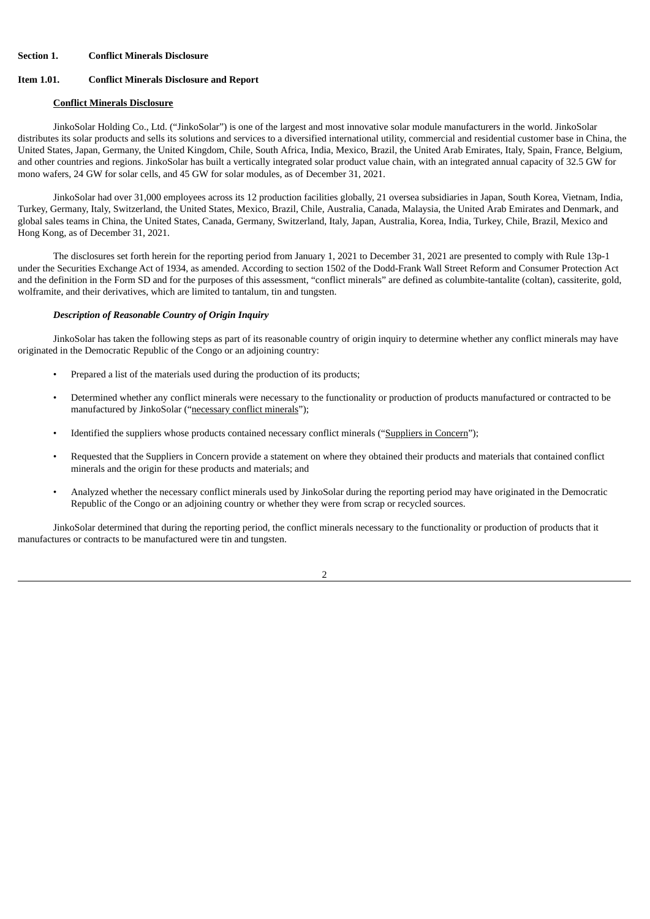**Section 1. Conflict Minerals Disclosure**

**Item 1.01. Conflict Minerals Disclosure and Report**

**Conflict Minerals Disclosure**

JinkoSolar Holding Co., Ltd. ("JinkoSolar") is one of the largest and most innovative solar module manufacturers in the world. JinkoSolar distributes its solar products and sells its solutions and services to a diversified international utility, commercial and residential customer base in China, the United States, Japan, Germany, the United Kingdom, Chile, South Africa, India, Mexico, Brazil, the United Arab Emirates, Italy, Spain, France, Belgium, and other countries and regions. JinkoSolar has built a vertically integrated solar product value chain, with an integrated annual capacity of 32.5 GW for mono wafers, 24 GW for solar cells, and 45 GW for solar modules, as of December 31, 2021.

JinkoSolar had over 31,000 employees across its 12 production facilities globally, 21 oversea subsidiaries in Japan, South Korea, Vietnam, India, Turkey, Germany, Italy, Switzerland, the United States, Mexico, Brazil, Chile, Australia, Canada, Malaysia, the United Arab Emirates and Denmark, and global sales teams in China, the United States, Canada, Germany, Switzerland, Italy, Japan, Australia, Korea, India, Turkey, Chile, Brazil, Mexico and Hong Kong, as of December 31, 2021.

The disclosures set forth herein for the reporting period from January 1, 2021 to December 31, 2021 are presented to comply with Rule 13p-1 under the Securities Exchange Act of 1934, as amended. According to section 1502 of the Dodd-Frank Wall Street Reform and Consumer Protection Act and the definition in the Form SD and for the purposes of this assessment, "conflict minerals" are defined as columbite-tantalite (coltan), cassiterite, gold, wolframite, and their derivatives, which are limited to tantalum, tin and tungsten.

***Description of Reasonable Country of Origin Inquiry***

JinkoSolar has taken the following steps as part of its reasonable country of origin inquiry to determine whether any conflict minerals may have originated in the Democratic Republic of the Congo or an adjoining country:

- Prepared a list of the materials used during the production of its products;
- Determined whether any conflict minerals were necessary to the functionality or production of products manufactured or contracted to be manufactured by JinkoSolar ("necessary conflict minerals");
- Identified the suppliers whose products contained necessary conflict minerals ("Suppliers in Concern");
- Requested that the Suppliers in Concern provide a statement on where they obtained their products and materials that contained conflict minerals and the origin for these products and materials; and
- Analyzed whether the necessary conflict minerals used by JinkoSolar during the reporting period may have originated in the Democratic Republic of the Congo or an adjoining country or whether they were from scrap or recycled sources.

JinkoSolar determined that during the reporting period, the conflict minerals necessary to the functionality or production of products that it manufactures or contracts to be manufactured were tin and tungsten.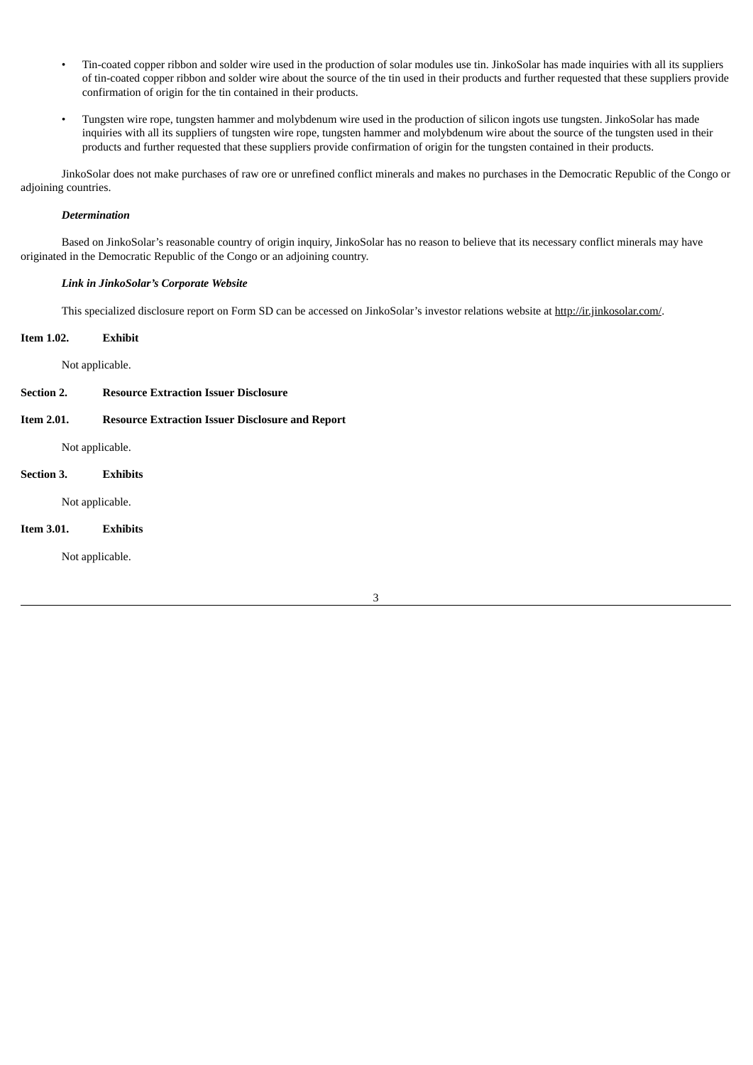- Tin-coated copper ribbon and solder wire used in the production of solar modules use tin. JinkoSolar has made inquiries with all its suppliers of tin-coated copper ribbon and solder wire about the source of the tin used in their products and further requested that these suppliers provide confirmation of origin for the tin contained in their products.
- Tungsten wire rope, tungsten hammer and molybdenum wire used in the production of silicon ingots use tungsten. JinkoSolar has made inquiries with all its suppliers of tungsten wire rope, tungsten hammer and molybdenum wire about the source of the tungsten used in their products and further requested that these suppliers provide confirmation of origin for the tungsten contained in their products.

JinkoSolar does not make purchases of raw ore or unrefined conflict minerals and makes no purchases in the Democratic Republic of the Congo or adjoining countries.

***Determination***

Based on JinkoSolar's reasonable country of origin inquiry, JinkoSolar has no reason to believe that its necessary conflict minerals may have originated in the Democratic Republic of the Congo or an adjoining country.

***Link in JinkoSolar's Corporate Website***

This specialized disclosure report on Form SD can be accessed on JinkoSolar's investor relations website at http://ir.jinkosolar.com/.

**Item 1.02. Exhibit**

Not applicable.

**Section 2. Resource Extraction Issuer Disclosure**

**Item 2.01. Resource Extraction Issuer Disclosure and Report**

Not applicable.

**Section 3. Exhibits**

Not applicable.

**Item 3.01. Exhibits**

Not applicable.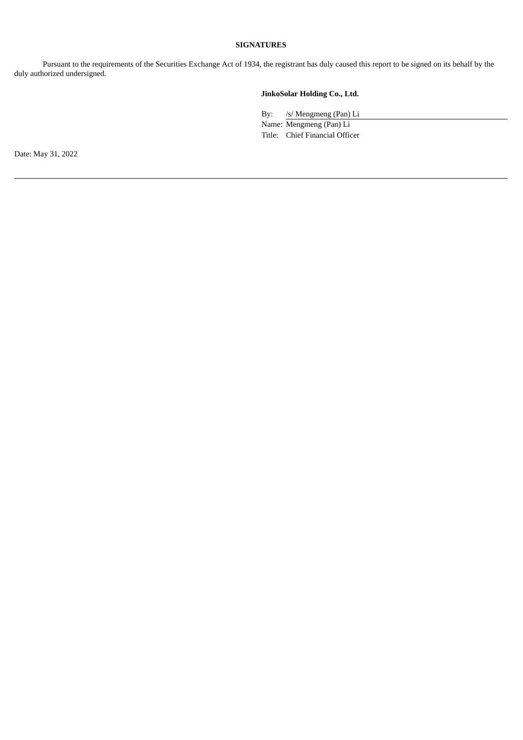**SIGNATURES**

Pursuant to the requirements of the Securities Exchange Act of 1934, the registrant has duly caused this report to be signed on its behalf by the duly authorized undersigned.

**JinkoSolar Holding Co., Ltd.**

| | |
|---|---|
| By: | /s/ Mengmeng (Pan) Li |
| Name: | Mengmeng (Pan) Li |
| Title: | Chief Financial Officer |

Date: May 31, 2022